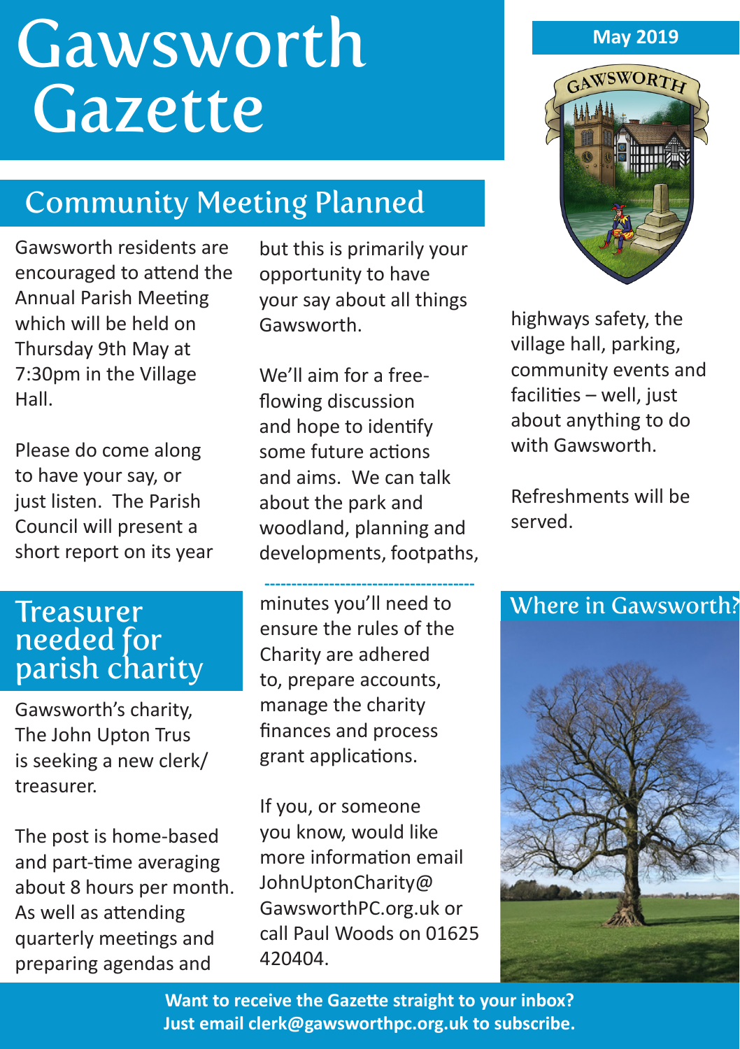# Gawsworth Gazette

**May 2019**

## Community Meeting Planned

Gawsworth residents are encouraged to attend the Annual Parish Meeting which will be held on Thursday 9th May at 7:30pm in the Village Hall.

Please do come along to have your say, or just listen. The Parish Council will present a short report on its year but this is primarily your opportunity to have your say about all things Gawsworth.

We'll aim for a free-flowing discussion and hope to identify some future actions and aims. We can talk about the park and woodland, planning and developments, footpaths, highways safety, the village hall, parking, community events and facilities – well, just about anything to do with Gawsworth.

Refreshments will be served.

## Treasurer needed for parish charity

Gawsworth's charity, The John Upton Trus is seeking a new clerk/treasurer.

The post is home-based and part-time averaging about 8 hours per month. As well as attending quarterly meetings and preparing agendas and minutes you'll need to ensure the rules of the Charity are adhered to, prepare accounts, manage the charity finances and process grant applications.

If you, or someone you know, would like more information email JohnUptonCharity@GawsworthPC.org.uk or call Paul Woods on 01625 420404.

## Where in Gawsworth?

**Want to receive the Gazette straight to your inbox? Just email clerk@gawsworthpc.org.uk to subscribe.**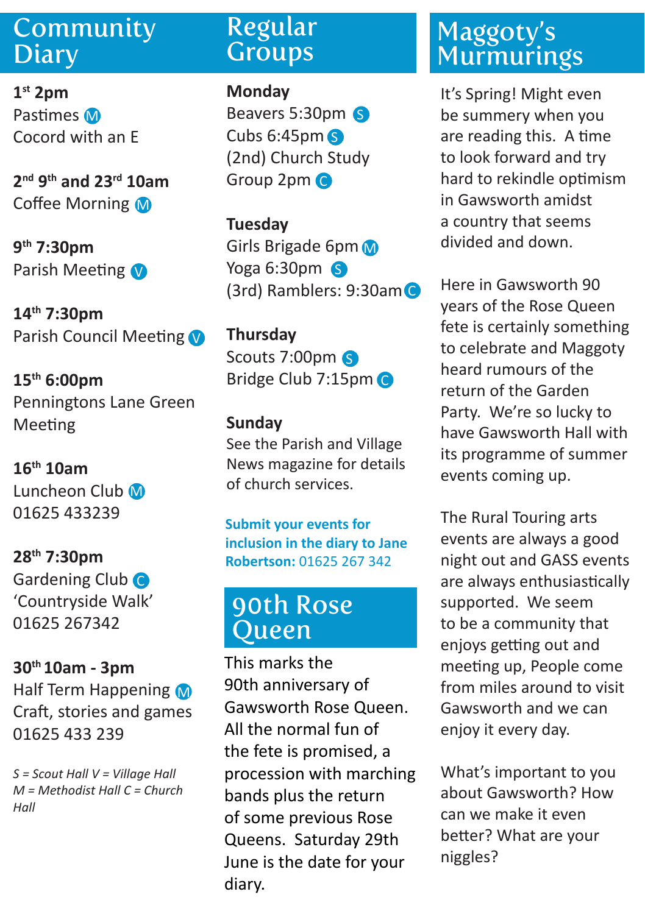## Community Diary

**1st 2pm**
Pastimes (M)
Cocord with an E

**2nd 9th and 23rd 10am**
Coffee Morning (M)

**9th 7:30pm**
Parish Meeting (V)

**14th 7:30pm**
Parish Council Meeting (V)

**15th 6:00pm**
Penningtons Lane Green Meeting

**16th 10am**
Luncheon Club (M)
01625 433239

**28th 7:30pm**
Gardening Club (C)
'Countryside Walk'
01625 267342

**30th 10am - 3pm**
Half Term Happening (M)
Craft, stories and games
01625 433 239

*S = Scout Hall V = Village Hall M = Methodist Hall C = Church Hall*

## Regular Groups

**Monday**
Beavers 5:30pm (S)
Cubs 6:45pm (S)
(2nd) Church Study Group 2pm (C)

**Tuesday**
Girls Brigade 6pm (M)
Yoga 6:30pm (S)
(3rd) Ramblers: 9:30am (C)

**Thursday**
Scouts 7:00pm (S)
Bridge Club 7:15pm (C)

**Sunday**
See the Parish and Village News magazine for details of church services.

**Submit your events for inclusion in the diary to Jane Robertson:** 01625 267 342

## 90th Rose Queen

This marks the 90th anniversary of Gawsworth Rose Queen. All the normal fun of the fete is promised, a procession with marching bands plus the return of some previous Rose Queens. Saturday 29th June is the date for your diary.

## Maggoty's Murmurings

It's Spring! Might even be summery when you are reading this. A time to look forward and try hard to rekindle optimism in Gawsworth amidst a country that seems divided and down.

Here in Gawsworth 90 years of the Rose Queen fete is certainly something to celebrate and Maggoty heard rumours of the return of the Garden Party. We're so lucky to have Gawsworth Hall with its programme of summer events coming up.

The Rural Touring arts events are always a good night out and GASS events are always enthusiastically supported. We seem to be a community that enjoys getting out and meeting up, People come from miles around to visit Gawsworth and we can enjoy it every day.

What's important to you about Gawsworth? How can we make it even better? What are your niggles?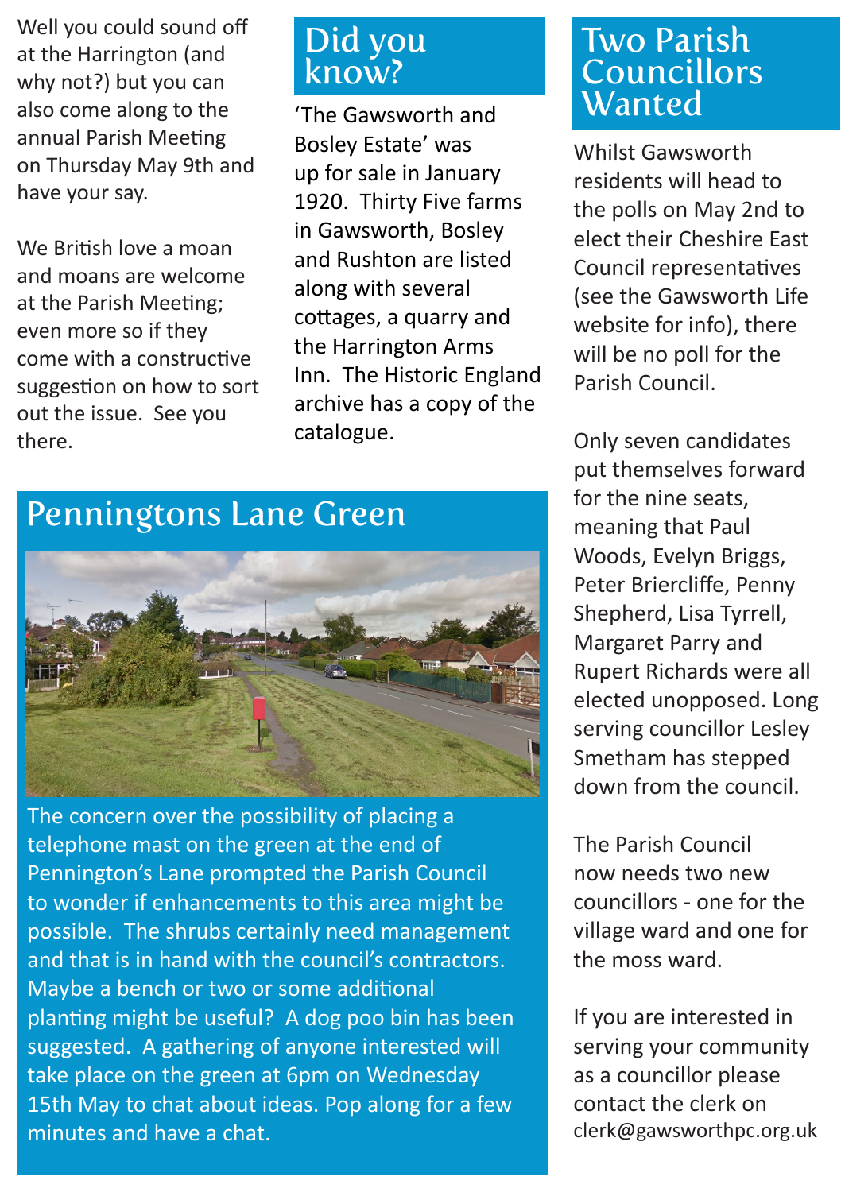Well you could sound off at the Harrington (and why not?) but you can also come along to the annual Parish Meeting on Thursday May 9th and have your say.

We British love a moan and moans are welcome at the Parish Meeting; even more so if they come with a constructive suggestion on how to sort out the issue. See you there.

## Did you know?

'The Gawsworth and Bosley Estate' was up for sale in January 1920. Thirty Five farms in Gawsworth, Bosley and Rushton are listed along with several cottages, a quarry and the Harrington Arms Inn. The Historic England archive has a copy of the catalogue.

## Penningtons Lane Green

The concern over the possibility of placing a telephone mast on the green at the end of Pennington's Lane prompted the Parish Council to wonder if enhancements to this area might be possible. The shrubs certainly need management and that is in hand with the council's contractors. Maybe a bench or two or some additional planting might be useful? A dog poo bin has been suggested. A gathering of anyone interested will take place on the green at 6pm on Wednesday 15th May to chat about ideas. Pop along for a few minutes and have a chat.

## Two Parish Councillors Wanted

Whilst Gawsworth residents will head to the polls on May 2nd to elect their Cheshire East Council representatives (see the Gawsworth Life website for info), there will be no poll for the Parish Council.

Only seven candidates put themselves forward for the nine seats, meaning that Paul Woods, Evelyn Briggs, Peter Briercliffe, Penny Shepherd, Lisa Tyrrell, Margaret Parry and Rupert Richards were all elected unopposed. Long serving councillor Lesley Smetham has stepped down from the council.

The Parish Council now needs two new councillors - one for the village ward and one for the moss ward.

If you are interested in serving your community as a councillor please contact the clerk on clerk@gawsworthpc.org.uk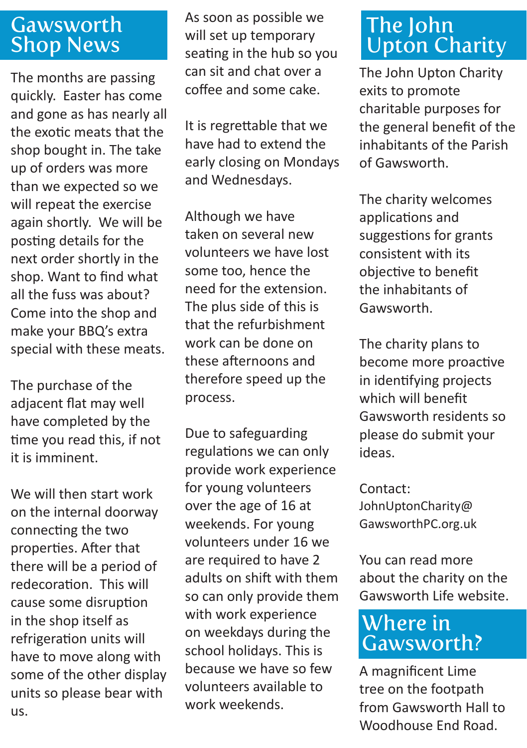# Gawsworth Shop News

The months are passing quickly. Easter has come and gone as has nearly all the exotic meats that the shop bought in. The take up of orders was more than we expected so we will repeat the exercise again shortly. We will be posting details for the next order shortly in the shop. Want to find what all the fuss was about? Come into the shop and make your BBQ's extra special with these meats.

The purchase of the adjacent flat may well have completed by the time you read this, if not it is imminent.

We will then start work on the internal doorway connecting the two properties. After that there will be a period of redecoration. This will cause some disruption in the shop itself as refrigeration units will have to move along with some of the other display units so please bear with us.

As soon as possible we will set up temporary seating in the hub so you can sit and chat over a coffee and some cake.

It is regrettable that we have had to extend the early closing on Mondays and Wednesdays.

Although we have taken on several new volunteers we have lost some too, hence the need for the extension. The plus side of this is that the refurbishment work can be done on these afternoons and therefore speed up the process.

Due to safeguarding regulations we can only provide work experience for young volunteers over the age of 16 at weekends. For young volunteers under 16 we are required to have 2 adults on shift with them so can only provide them with work experience on weekdays during the school holidays. This is because we have so few volunteers available to work weekends.

# The John Upton Charity

The John Upton Charity exits to promote charitable purposes for the general benefit of the inhabitants of the Parish of Gawsworth.

The charity welcomes applications and suggestions for grants consistent with its objective to benefit the inhabitants of Gawsworth.

The charity plans to become more proactive in identifying projects which will benefit Gawsworth residents so please do submit your ideas.

Contact:
JohnUptonCharity@GawsworthPC.org.uk

You can read more about the charity on the Gawsworth Life website.

# Where in Gawsworth?

A magnificent Lime tree on the footpath from Gawsworth Hall to Woodhouse End Road.